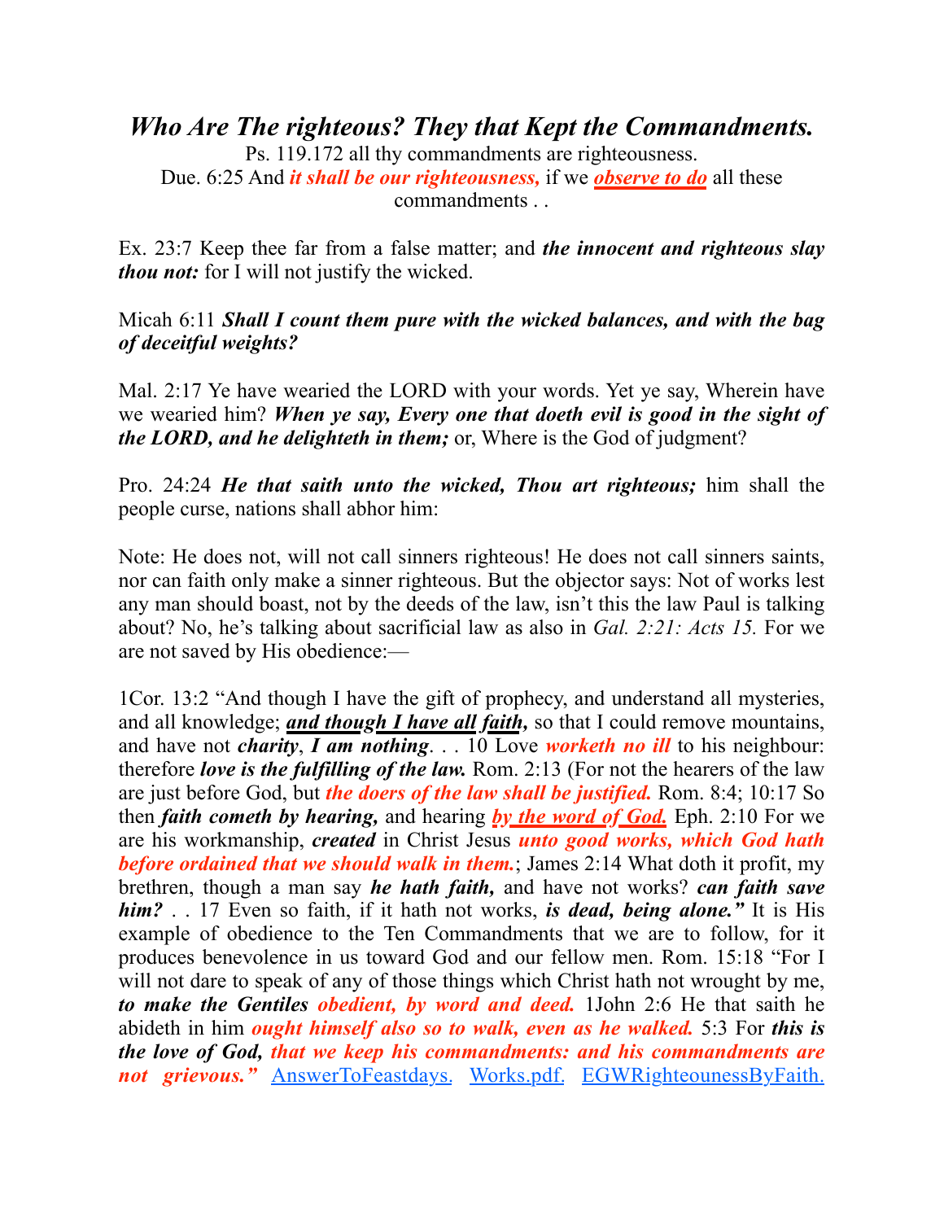# *Who Are The righteous? They that Kept the Commandments.*

Ps. 119.172 all thy commandments are righteousness.
Due. 6:25 And ***it shall be our righteousness,*** if we ***observe to do*** all these commandments . .

Ex. 23:7 Keep thee far from a false matter; and ***the innocent and righteous slay thou not:*** for I will not justify the wicked.

Micah 6:11 ***Shall I count them pure with the wicked balances, and with the bag of deceitful weights?***

Mal. 2:17 Ye have wearied the LORD with your words. Yet ye say, Wherein have we wearied him? ***When ye say, Every one that doeth evil is good in the sight of the LORD, and he delighteth in them;*** or, Where is the God of judgment?

Pro. 24:24 ***He that saith unto the wicked, Thou art righteous;*** him shall the people curse, nations shall abhor him:

Note: He does not, will not call sinners righteous! He does not call sinners saints, nor can faith only make a sinner righteous. But the objector says: Not of works lest any man should boast, not by the deeds of the law, isn't this the law Paul is talking about? No, he's talking about sacrificial law as also in *Gal. 2:21: Acts 15.* For we are not saved by His obedience:—

1Cor. 13:2 "And though I have the gift of prophecy, and understand all mysteries, and all knowledge; ***and though I have all faith,*** so that I could remove mountains, and have not ***charity***, ***I am nothing***. . . 10 Love ***worketh no ill*** to his neighbour: therefore ***love is the fulfilling of the law.*** Rom. 2:13 (For not the hearers of the law are just before God, but ***the doers of the law shall be justified.*** Rom. 8:4; 10:17 So then ***faith cometh by hearing,*** and hearing ***by the word of God.*** Eph. 2:10 For we are his workmanship, ***created*** in Christ Jesus ***unto good works, which God hath before ordained that we should walk in them.***; James 2:14 What doth it profit, my brethren, though a man say ***he hath faith,*** and have not works? ***can faith save him?*** . . 17 Even so faith, if it hath not works, ***is dead, being alone."*** It is His example of obedience to the Ten Commandments that we are to follow, for it produces benevolence in us toward God and our fellow men. Rom. 15:18 "For I will not dare to speak of any of those things which Christ hath not wrought by me, ***to make the Gentiles obedient, by word and deed.*** 1John 2:6 He that saith he abideth in him ***ought himself also so to walk, even as he walked.*** 5:3 For ***this is the love of God, that we keep his commandments: and his commandments are not grievous."*** AnswerToFeastdays. Works.pdf. EGWRighteounessByFaith.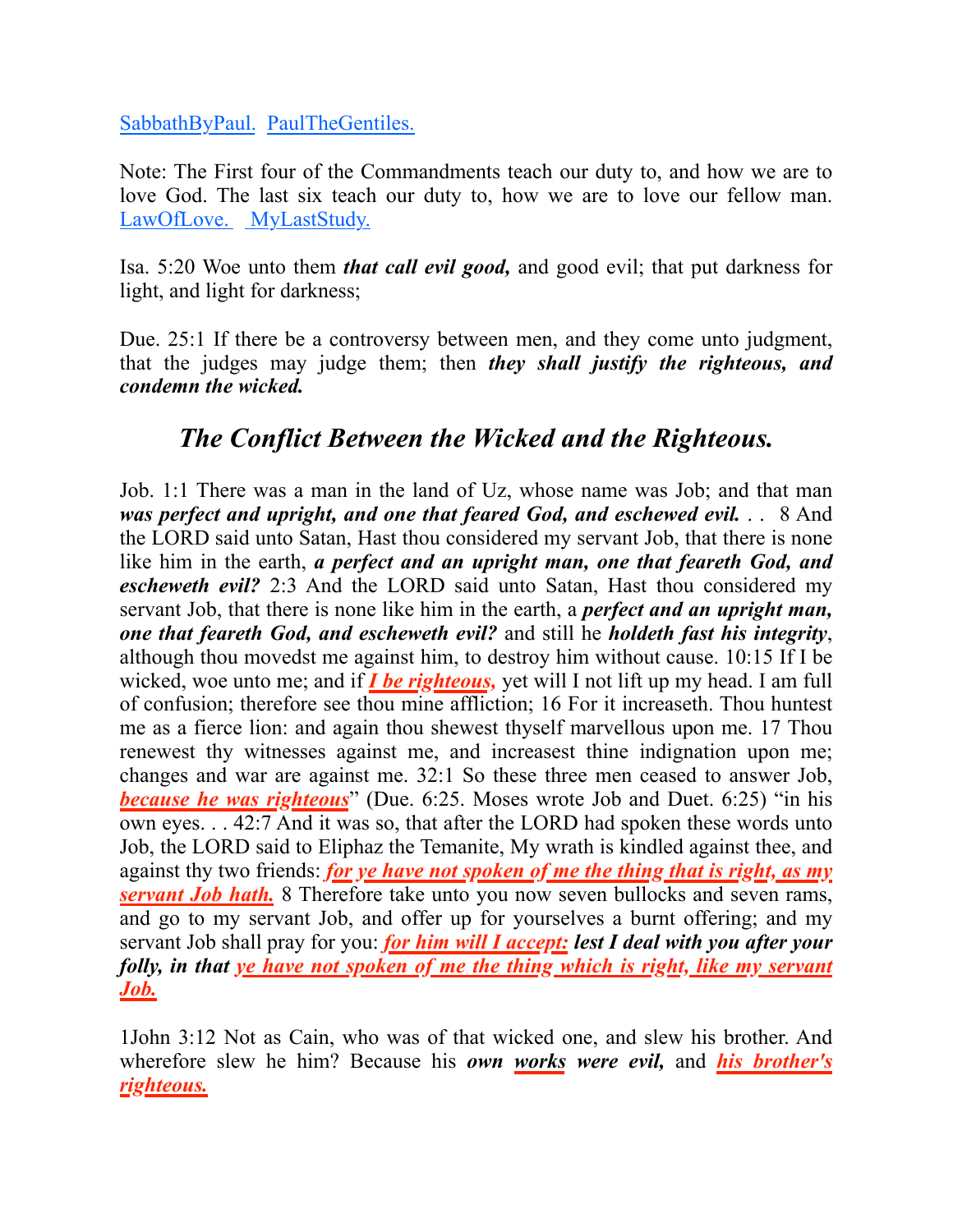SabbathByPaul. PaulTheGentiles.

Note: The First four of the Commandments teach our duty to, and how we are to love God. The last six teach our duty to, how we are to love our fellow man. LawOfLove. MyLastStudy.

Isa. 5:20 Woe unto them ***that call evil good,*** and good evil; that put darkness for light, and light for darkness;

Due. 25:1 If there be a controversy between men, and they come unto judgment, that the judges may judge them; then ***they shall justify the righteous, and condemn the wicked.***

## *The Conflict Between the Wicked and the Righteous.*

Job. 1:1 There was a man in the land of Uz, whose name was Job; and that man ***was perfect and upright, and one that feared God, and eschewed evil.*** . . 8 And the LORD said unto Satan, Hast thou considered my servant Job, that there is none like him in the earth, ***a perfect and an upright man, one that feareth God, and escheweth evil?*** 2:3 And the LORD said unto Satan, Hast thou considered my servant Job, that there is none like him in the earth, a ***perfect and an upright man, one that feareth God, and escheweth evil?*** and still he ***holdeth fast his integrity***, although thou movedst me against him, to destroy him without cause. 10:15 If I be wicked, woe unto me; and if ***I be righteous,*** yet will I not lift up my head. I am full of confusion; therefore see thou mine affliction; 16 For it increaseth. Thou huntest me as a fierce lion: and again thou shewest thyself marvellous upon me. 17 Thou renewest thy witnesses against me, and increasest thine indignation upon me; changes and war are against me. 32:1 So these three men ceased to answer Job, ***because he was righteous***" (Due. 6:25. Moses wrote Job and Duet. 6:25) "in his own eyes. . . 42:7 And it was so, that after the LORD had spoken these words unto Job, the LORD said to Eliphaz the Temanite, My wrath is kindled against thee, and against thy two friends: ***for ye have not spoken of me the thing that is right, as my servant Job hath.*** 8 Therefore take unto you now seven bullocks and seven rams, and go to my servant Job, and offer up for yourselves a burnt offering; and my servant Job shall pray for you: ***for him will I accept: lest I deal with you after your folly, in that ye have not spoken of me the thing which is right, like my servant Job.***

1John 3:12 Not as Cain, who was of that wicked one, and slew his brother. And wherefore slew he him? Because his ***own works were evil,*** and ***his brother's righteous.***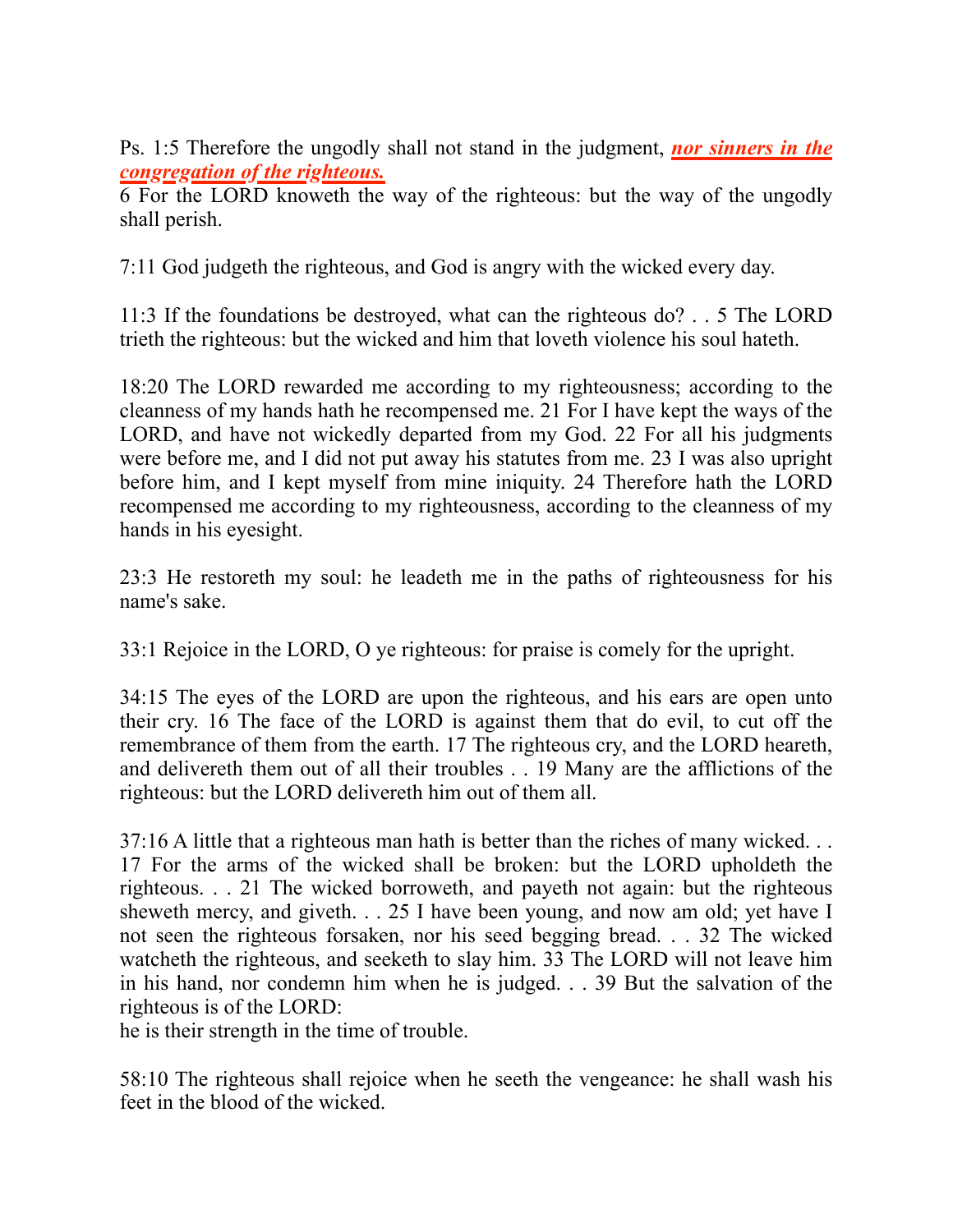Ps. 1:5 Therefore the ungodly shall not stand in the judgment, ***<u>nor sinners in the congregation of the righteous.</u>***
6 For the LORD knoweth the way of the righteous: but the way of the ungodly shall perish.

7:11 God judgeth the righteous, and God is angry with the wicked every day.

11:3 If the foundations be destroyed, what can the righteous do? . . 5 The LORD trieth the righteous: but the wicked and him that loveth violence his soul hateth.

18:20 The LORD rewarded me according to my righteousness; according to the cleanness of my hands hath he recompensed me. 21 For I have kept the ways of the LORD, and have not wickedly departed from my God. 22 For all his judgments were before me, and I did not put away his statutes from me. 23 I was also upright before him, and I kept myself from mine iniquity. 24 Therefore hath the LORD recompensed me according to my righteousness, according to the cleanness of my hands in his eyesight.

23:3 He restoreth my soul: he leadeth me in the paths of righteousness for his name's sake.

33:1 Rejoice in the LORD, O ye righteous: for praise is comely for the upright.

34:15 The eyes of the LORD are upon the righteous, and his ears are open unto their cry. 16 The face of the LORD is against them that do evil, to cut off the remembrance of them from the earth. 17 The righteous cry, and the LORD heareth, and delivereth them out of all their troubles . . 19 Many are the afflictions of the righteous: but the LORD delivereth him out of them all.

37:16 A little that a righteous man hath is better than the riches of many wicked. . . 17 For the arms of the wicked shall be broken: but the LORD upholdeth the righteous. . . 21 The wicked borroweth, and payeth not again: but the righteous sheweth mercy, and giveth. . . 25 I have been young, and now am old; yet have I not seen the righteous forsaken, nor his seed begging bread. . . 32 The wicked watcheth the righteous, and seeketh to slay him. 33 The LORD will not leave him in his hand, nor condemn him when he is judged. . . 39 But the salvation of the righteous is of the LORD:
he is their strength in the time of trouble.

58:10 The righteous shall rejoice when he seeth the vengeance: he shall wash his feet in the blood of the wicked.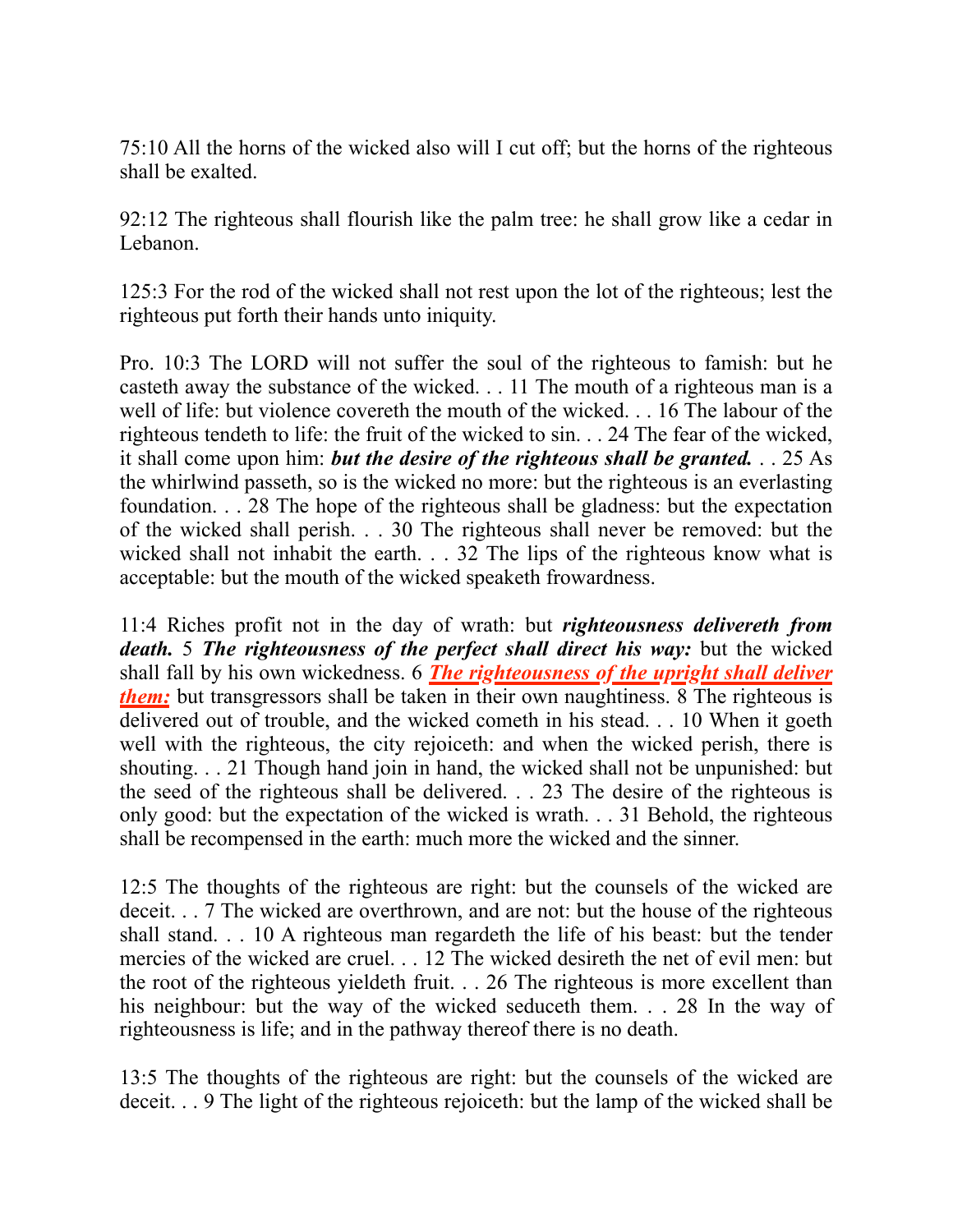75:10 All the horns of the wicked also will I cut off; but the horns of the righteous shall be exalted.

92:12 The righteous shall flourish like the palm tree: he shall grow like a cedar in Lebanon.

125:3 For the rod of the wicked shall not rest upon the lot of the righteous; lest the righteous put forth their hands unto iniquity.

Pro. 10:3 The LORD will not suffer the soul of the righteous to famish: but he casteth away the substance of the wicked. . . 11 The mouth of a righteous man is a well of life: but violence covereth the mouth of the wicked. . . 16 The labour of the righteous tendeth to life: the fruit of the wicked to sin. . . 24 The fear of the wicked, it shall come upon him: ***but the desire of the righteous shall be granted.*** . . 25 As the whirlwind passeth, so is the wicked no more: but the righteous is an everlasting foundation. . . 28 The hope of the righteous shall be gladness: but the expectation of the wicked shall perish. . . 30 The righteous shall never be removed: but the wicked shall not inhabit the earth. . . 32 The lips of the righteous know what is acceptable: but the mouth of the wicked speaketh frowardness.

11:4 Riches profit not in the day of wrath: but ***righteousness delivereth from death.*** 5 ***The righteousness of the perfect shall direct his way:*** but the wicked shall fall by his own wickedness. 6 ***The righteousness of the upright shall deliver them:*** but transgressors shall be taken in their own naughtiness. 8 The righteous is delivered out of trouble, and the wicked cometh in his stead. . . 10 When it goeth well with the righteous, the city rejoiceth: and when the wicked perish, there is shouting. . . 21 Though hand join in hand, the wicked shall not be unpunished: but the seed of the righteous shall be delivered. . . 23 The desire of the righteous is only good: but the expectation of the wicked is wrath. . . 31 Behold, the righteous shall be recompensed in the earth: much more the wicked and the sinner.

12:5 The thoughts of the righteous are right: but the counsels of the wicked are deceit. . . 7 The wicked are overthrown, and are not: but the house of the righteous shall stand. . . 10 A righteous man regardeth the life of his beast: but the tender mercies of the wicked are cruel. . . 12 The wicked desireth the net of evil men: but the root of the righteous yieldeth fruit. . . 26 The righteous is more excellent than his neighbour: but the way of the wicked seduceth them. . . 28 In the way of righteousness is life; and in the pathway thereof there is no death.

13:5 The thoughts of the righteous are right: but the counsels of the wicked are deceit. . . 9 The light of the righteous rejoiceth: but the lamp of the wicked shall be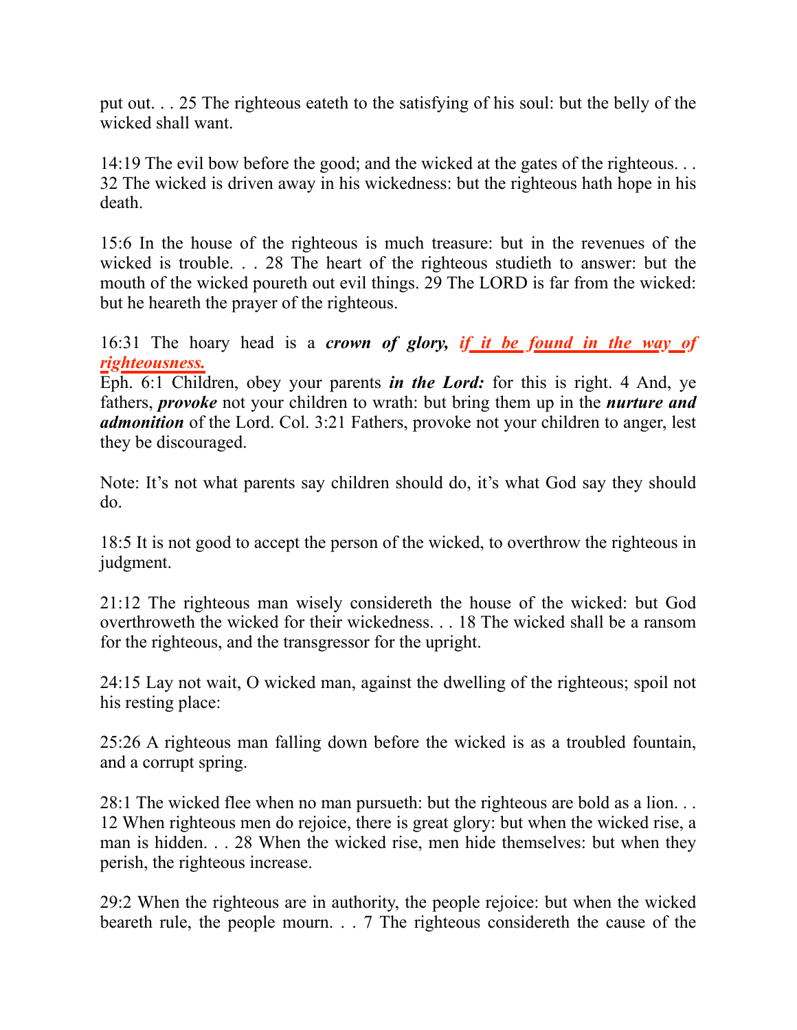put out. . . 25 The righteous eateth to the satisfying of his soul: but the belly of the wicked shall want.

14:19 The evil bow before the good; and the wicked at the gates of the righteous. . . 32 The wicked is driven away in his wickedness: but the righteous hath hope in his death.

15:6 In the house of the righteous is much treasure: but in the revenues of the wicked is trouble. . . 28 The heart of the righteous studieth to answer: but the mouth of the wicked poureth out evil things. 29 The LORD is far from the wicked: but he heareth the prayer of the righteous.

16:31 The hoary head is a ***crown of glory,*** ***if it be found in the way of righteousness.***
Eph. 6:1 Children, obey your parents ***in the Lord:*** for this is right. 4 And, ye fathers, ***provoke*** not your children to wrath: but bring them up in the ***nurture and admonition*** of the Lord. Col. 3:21 Fathers, provoke not your children to anger, lest they be discouraged.

Note: It's not what parents say children should do, it's what God say they should do.

18:5 It is not good to accept the person of the wicked, to overthrow the righteous in judgment.

21:12 The righteous man wisely considereth the house of the wicked: but God overthroweth the wicked for their wickedness. . . 18 The wicked shall be a ransom for the righteous, and the transgressor for the upright.

24:15 Lay not wait, O wicked man, against the dwelling of the righteous; spoil not his resting place:

25:26 A righteous man falling down before the wicked is as a troubled fountain, and a corrupt spring.

28:1 The wicked flee when no man pursueth: but the righteous are bold as a lion. . . 12 When righteous men do rejoice, there is great glory: but when the wicked rise, a man is hidden. . . 28 When the wicked rise, men hide themselves: but when they perish, the righteous increase.

29:2 When the righteous are in authority, the people rejoice: but when the wicked beareth rule, the people mourn. . . 7 The righteous considereth the cause of the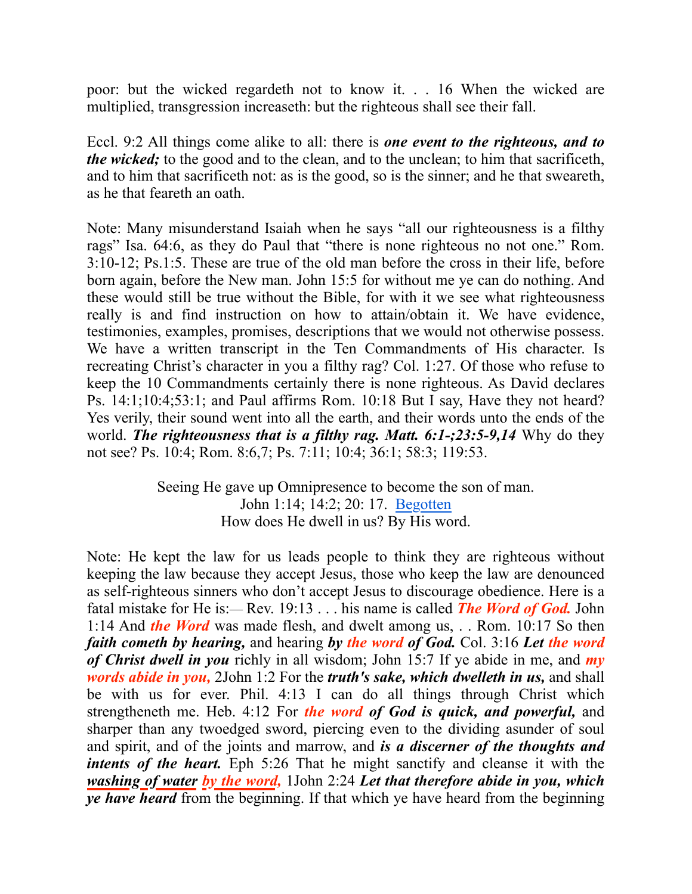poor: but the wicked regardeth not to know it. . . 16 When the wicked are multiplied, transgression increaseth: but the righteous shall see their fall.

Eccl. 9:2 All things come alike to all: there is ***one event to the righteous, and to the wicked;*** to the good and to the clean, and to the unclean; to him that sacrificeth, and to him that sacrificeth not: as is the good, so is the sinner; and he that sweareth, as he that feareth an oath.

Note: Many misunderstand Isaiah when he says “all our righteousness is a filthy rags” Isa. 64:6, as they do Paul that “there is none righteous no not one.” Rom. 3:10-12; Ps.1:5. These are true of the old man before the cross in their life, before born again, before the New man. John 15:5 for without me ye can do nothing. And these would still be true without the Bible, for with it we see what righteousness really is and find instruction on how to attain/obtain it. We have evidence, testimonies, examples, promises, descriptions that we would not otherwise possess. We have a written transcript in the Ten Commandments of His character. Is recreating Christ’s character in you a filthy rag? Col. 1:27. Of those who refuse to keep the 10 Commandments certainly there is none righteous. As David declares Ps. 14:1;10:4;53:1; and Paul affirms Rom. 10:18 But I say, Have they not heard? Yes verily, their sound went into all the earth, and their words unto the ends of the world. ***The righteousness that is a filthy rag. Matt. 6:1-;23:5-9,14*** Why do they not see? Ps. 10:4; Rom. 8:6,7; Ps. 7:11; 10:4; 36:1; 58:3; 119:53.

Seeing He gave up Omnipresence to become the son of man.
John 1:14; 14:2; 20: 17. Begotten
How does He dwell in us? By His word.

Note: He kept the law for us leads people to think they are righteous without keeping the law because they accept Jesus, those who keep the law are denounced as self-righteous sinners who don’t accept Jesus to discourage obedience. Here is a fatal mistake for He is:— Rev. 19:13 . . . his name is called ***The Word of God.*** John 1:14 And ***the Word*** was made flesh, and dwelt among us, . . Rom. 10:17 So then ***faith cometh by hearing,*** and hearing ***by the word of God.*** Col. 3:16 ***Let the word of Christ dwell in you*** richly in all wisdom; John 15:7 If ye abide in me, and ***my words abide in you,*** 2John 1:2 For the ***truth's sake, which dwelleth in us,*** and shall be with us for ever. Phil. 4:13 I can do all things through Christ which strengtheneth me. Heb. 4:12 For ***the word of God is quick, and powerful,*** and sharper than any twoedged sword, piercing even to the dividing asunder of soul and spirit, and of the joints and marrow, and ***is a discerner of the thoughts and intents of the heart.*** Eph 5:26 That he might sanctify and cleanse it with the ***washing of water by the word,*** 1John 2:24 ***Let that therefore abide in you, which ye have heard*** from the beginning. If that which ye have heard from the beginning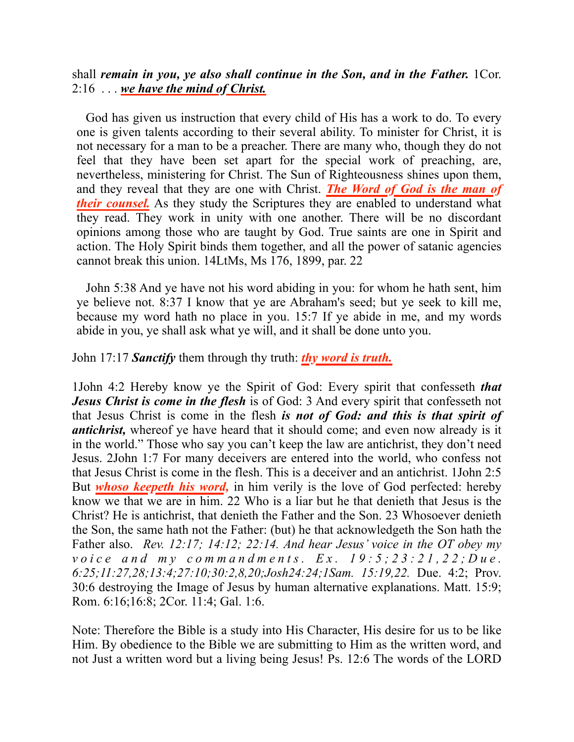shall ***remain in you, ye also shall continue in the Son, and in the Father.*** 1Cor. 2:16 . . . ***we have the mind of Christ.***

God has given us instruction that every child of His has a work to do. To every one is given talents according to their several ability. To minister for Christ, it is not necessary for a man to be a preacher. There are many who, though they do not feel that they have been set apart for the special work of preaching, are, nevertheless, ministering for Christ. The Sun of Righteousness shines upon them, and they reveal that they are one with Christ. ***The Word of God is the man of their counsel.*** As they study the Scriptures they are enabled to understand what they read. They work in unity with one another. There will be no discordant opinions among those who are taught by God. True saints are one in Spirit and action. The Holy Spirit binds them together, and all the power of satanic agencies cannot break this union. 14LtMs, Ms 176, 1899, par. 22

John 5:38 And ye have not his word abiding in you: for whom he hath sent, him ye believe not. 8:37 I know that ye are Abraham's seed; but ye seek to kill me, because my word hath no place in you. 15:7 If ye abide in me, and my words abide in you, ye shall ask what ye will, and it shall be done unto you.

John 17:17 ***Sanctify*** them through thy truth: ***thy word is truth.***

1John 4:2 Hereby know ye the Spirit of God: Every spirit that confesseth ***that Jesus Christ is come in the flesh*** is of God: 3 And every spirit that confesseth not that Jesus Christ is come in the flesh ***is not of God: and this is that spirit of antichrist,*** whereof ye have heard that it should come; and even now already is it in the world." Those who say you can't keep the law are antichrist, they don't need Jesus. 2John 1:7 For many deceivers are entered into the world, who confess not that Jesus Christ is come in the flesh. This is a deceiver and an antichrist. 1John 2:5 But ***whoso keepeth his word,*** in him verily is the love of God perfected: hereby know we that we are in him. 22 Who is a liar but he that denieth that Jesus is the Christ? He is antichrist, that denieth the Father and the Son. 23 Whosoever denieth the Son, the same hath not the Father: (but) he that acknowledgeth the Son hath the Father also. *Rev. 12:17; 14:12; 22:14. And hear Jesus' voice in the OT obey my voice and my commandments. Ex. 19:5;23:21,22;Due. 6:25;11:27,28;13:4;27:10;30:2,8,20;Josh24:24;1Sam. 15:19,22.* Due. 4:2; Prov. 30:6 destroying the Image of Jesus by human alternative explanations. Matt. 15:9; Rom. 6:16;16:8; 2Cor. 11:4; Gal. 1:6.

Note: Therefore the Bible is a study into His Character, His desire for us to be like Him. By obedience to the Bible we are submitting to Him as the written word, and not Just a written word but a living being Jesus! Ps. 12:6 The words of the LORD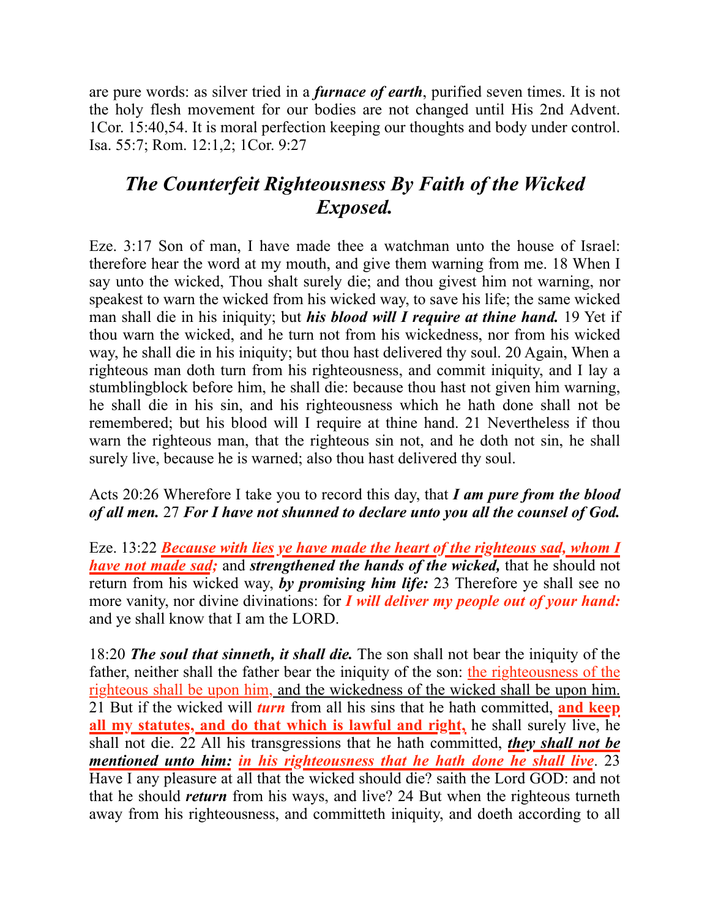are pure words: as silver tried in a ***furnace of earth***, purified seven times. It is not the holy flesh movement for our bodies are not changed until His 2nd Advent. 1Cor. 15:40,54. It is moral perfection keeping our thoughts and body under control. Isa. 55:7; Rom. 12:1,2; 1Cor. 9:27

## *The Counterfeit Righteousness By Faith of the Wicked Exposed.*

Eze. 3:17 Son of man, I have made thee a watchman unto the house of Israel: therefore hear the word at my mouth, and give them warning from me. 18 When I say unto the wicked, Thou shalt surely die; and thou givest him not warning, nor speakest to warn the wicked from his wicked way, to save his life; the same wicked man shall die in his iniquity; but ***his blood will I require at thine hand.*** 19 Yet if thou warn the wicked, and he turn not from his wickedness, nor from his wicked way, he shall die in his iniquity; but thou hast delivered thy soul. 20 Again, When a righteous man doth turn from his righteousness, and commit iniquity, and I lay a stumblingblock before him, he shall die: because thou hast not given him warning, he shall die in his sin, and his righteousness which he hath done shall not be remembered; but his blood will I require at thine hand. 21 Nevertheless if thou warn the righteous man, that the righteous sin not, and he doth not sin, he shall surely live, because he is warned; also thou hast delivered thy soul.

Acts 20:26 Wherefore I take you to record this day, that ***I am pure from the blood of all men.*** 27 ***For I have not shunned to declare unto you all the counsel of God.***

Eze. 13:22 ***Because with lies ye have made the heart of the righteous sad, whom I have not made sad;*** and ***strengthened the hands of the wicked,*** that he should not return from his wicked way, ***by promising him life:*** 23 Therefore ye shall see no more vanity, nor divine divinations: for ***I will deliver my people out of your hand:*** and ye shall know that I am the LORD.

18:20 ***The soul that sinneth, it shall die.*** The son shall not bear the iniquity of the father, neither shall the father bear the iniquity of the son: the righteousness of the righteous shall be upon him, and the wickedness of the wicked shall be upon him. 21 But if the wicked will ***turn*** from all his sins that he hath committed, **and keep all my statutes, and do that which is lawful and right,** he shall surely live, he shall not die. 22 All his transgressions that he hath committed, ***they shall not be mentioned unto him:*** ***in his righteousness that he hath done he shall live***. 23 Have I any pleasure at all that the wicked should die? saith the Lord GOD: and not that he should ***return*** from his ways, and live? 24 But when the righteous turneth away from his righteousness, and committeth iniquity, and doeth according to all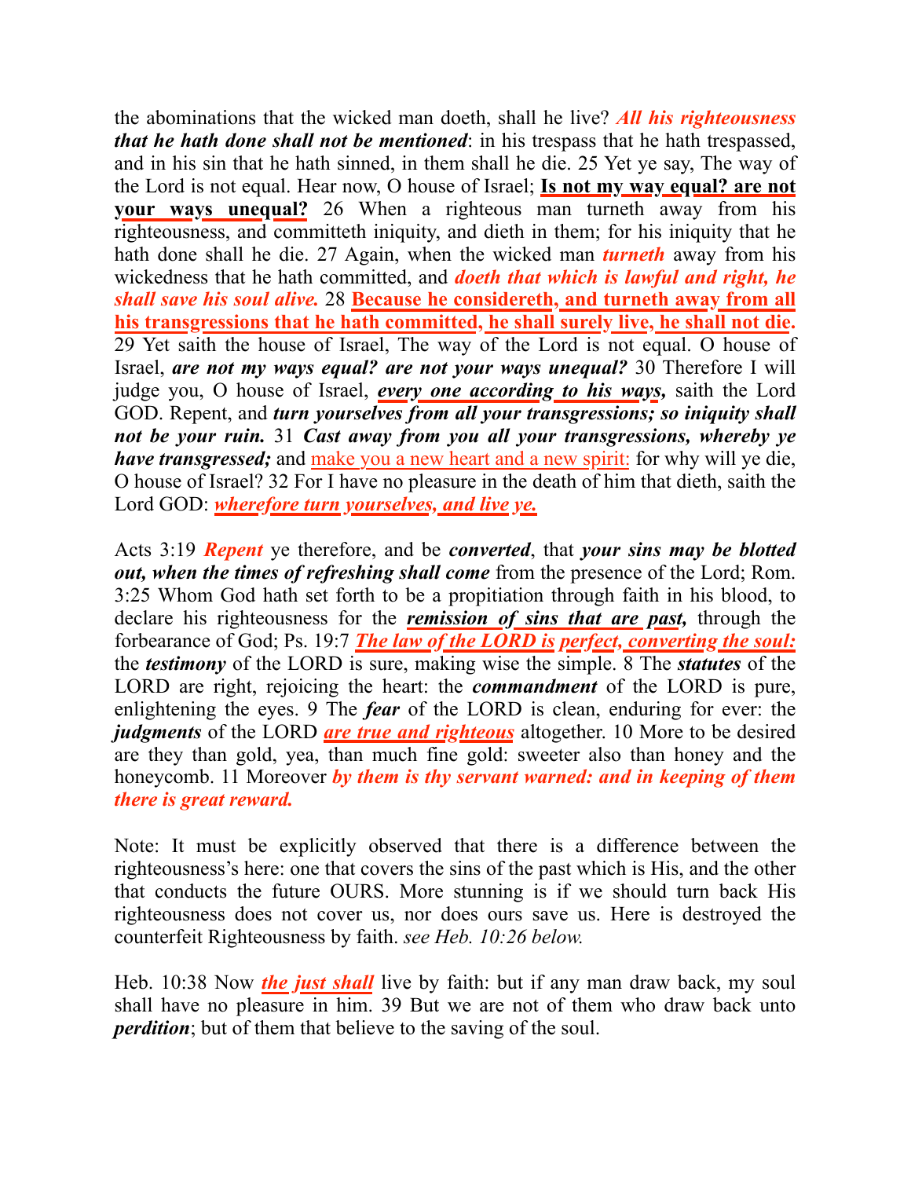the abominations that the wicked man doeth, shall he live? ***All his righteousness that he hath done shall not be mentioned***: in his trespass that he hath trespassed, and in his sin that he hath sinned, in them shall he die. 25 Yet ye say, The way of the Lord is not equal. Hear now, O house of Israel; **Is not my way equal? are not your ways unequal?** 26 When a righteous man turneth away from his righteousness, and committeth iniquity, and dieth in them; for his iniquity that he hath done shall he die. 27 Again, when the wicked man ***turneth*** away from his wickedness that he hath committed, and ***doeth that which is lawful and right, he shall save his soul alive.*** 28 **Because he considereth, and turneth away from all his transgressions that he hath committed, he shall surely live, he shall not die.** 29 Yet saith the house of Israel, The way of the Lord is not equal. O house of Israel, ***are not my ways equal? are not your ways unequal?*** 30 Therefore I will judge you, O house of Israel, ***every one according to his ways,*** saith the Lord GOD. Repent, and ***turn yourselves from all your transgressions; so iniquity shall not be your ruin.*** 31 ***Cast away from you all your transgressions, whereby ye have transgressed;*** and make you a new heart and a new spirit: for why will ye die, O house of Israel? 32 For I have no pleasure in the death of him that dieth, saith the Lord GOD: ***wherefore turn yourselves, and live ye.***

Acts 3:19 ***Repent*** ye therefore, and be ***converted***, that ***your sins may be blotted out, when the times of refreshing shall come*** from the presence of the Lord; Rom. 3:25 Whom God hath set forth to be a propitiation through faith in his blood, to declare his righteousness for the ***remission of sins that are past,*** through the forbearance of God; Ps. 19:7 ***The law of the LORD is perfect, converting the soul:*** the ***testimony*** of the LORD is sure, making wise the simple. 8 The ***statutes*** of the LORD are right, rejoicing the heart: the ***commandment*** of the LORD is pure, enlightening the eyes. 9 The ***fear*** of the LORD is clean, enduring for ever: the ***judgments*** of the LORD ***are true and righteous*** altogether. 10 More to be desired are they than gold, yea, than much fine gold: sweeter also than honey and the honeycomb. 11 Moreover ***by them is thy servant warned: and in keeping of them there is great reward.***

Note: It must be explicitly observed that there is a difference between the righteousness's here: one that covers the sins of the past which is His, and the other that conducts the future OURS. More stunning is if we should turn back His righteousness does not cover us, nor does ours save us. Here is destroyed the counterfeit Righteousness by faith. *see Heb. 10:26 below.*

Heb. 10:38 Now ***the just shall*** live by faith: but if any man draw back, my soul shall have no pleasure in him. 39 But we are not of them who draw back unto ***perdition***; but of them that believe to the saving of the soul.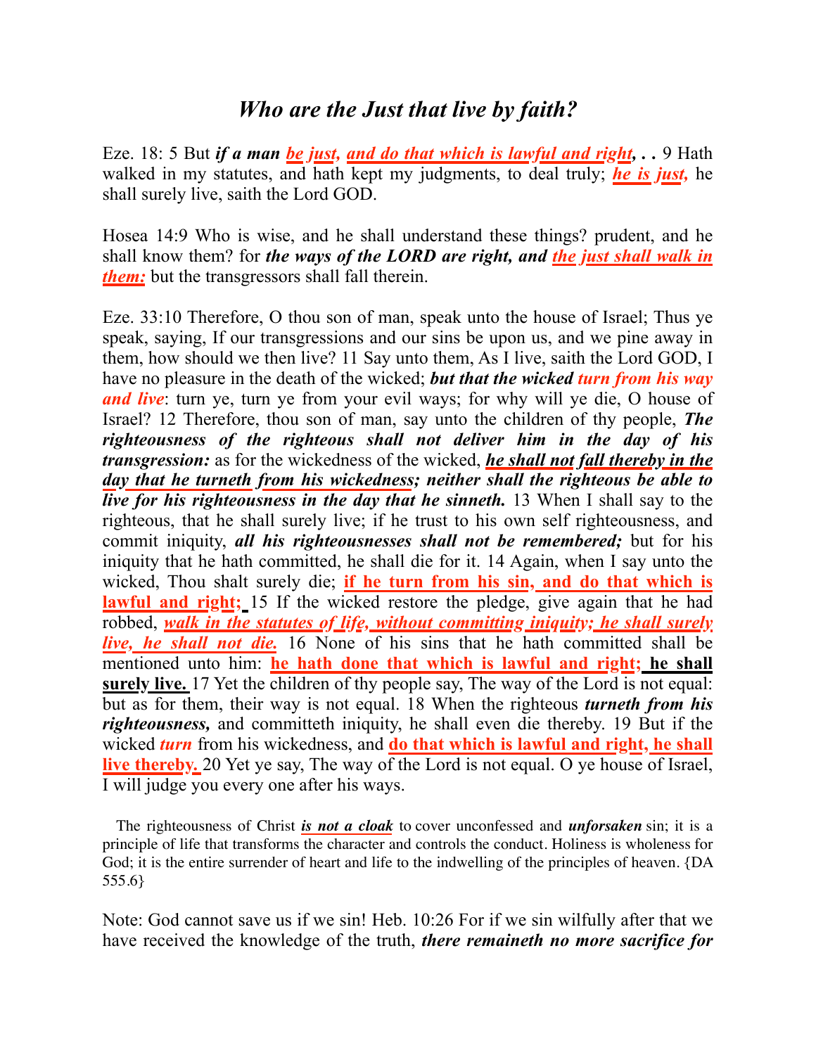# *Who are the Just that live by faith?*

Eze. 18: 5 But ***if a man be just, and do that which is lawful and right, . .*** 9 Hath walked in my statutes, and hath kept my judgments, to deal truly; ***he is just,*** he shall surely live, saith the Lord GOD.

Hosea 14:9 Who is wise, and he shall understand these things? prudent, and he shall know them? for ***the ways of the LORD are right, and the just shall walk in them:*** but the transgressors shall fall therein.

Eze. 33:10 Therefore, O thou son of man, speak unto the house of Israel; Thus ye speak, saying, If our transgressions and our sins be upon us, and we pine away in them, how should we then live? 11 Say unto them, As I live, saith the Lord GOD, I have no pleasure in the death of the wicked; ***but that the wicked turn from his way and live***: turn ye, turn ye from your evil ways; for why will ye die, O house of Israel? 12 Therefore, thou son of man, say unto the children of thy people, ***The righteousness of the righteous shall not deliver him in the day of his transgression:*** as for the wickedness of the wicked, ***he shall not fall thereby in the day that he turneth from his wickedness; neither shall the righteous be able to live for his righteousness in the day that he sinneth.*** 13 When I shall say to the righteous, that he shall surely live; if he trust to his own self righteousness, and commit iniquity, ***all his righteousnesses shall not be remembered;*** but for his iniquity that he hath committed, he shall die for it. 14 Again, when I say unto the wicked, Thou shalt surely die; **if he turn from his sin, and do that which is lawful and right;** 15 If the wicked restore the pledge, give again that he had robbed, ***walk in the statutes of life, without committing iniquity; he shall surely live, he shall not die.*** 16 None of his sins that he hath committed shall be mentioned unto him: **he hath done that which is lawful and right; he shall surely live.** 17 Yet the children of thy people say, The way of the Lord is not equal: but as for them, their way is not equal. 18 When the righteous ***turneth from his righteousness,*** and committeth iniquity, he shall even die thereby. 19 But if the wicked ***turn*** from his wickedness, and **do that which is lawful and right, he shall live thereby.** 20 Yet ye say, The way of the Lord is not equal. O ye house of Israel, I will judge you every one after his ways.

The righteousness of Christ ***is not a cloak*** to cover unconfessed and ***unforsaken*** sin; it is a principle of life that transforms the character and controls the conduct. Holiness is wholeness for God; it is the entire surrender of heart and life to the indwelling of the principles of heaven. {DA 555.6}

Note: God cannot save us if we sin! Heb. 10:26 For if we sin wilfully after that we have received the knowledge of the truth, ***there remaineth no more sacrifice for***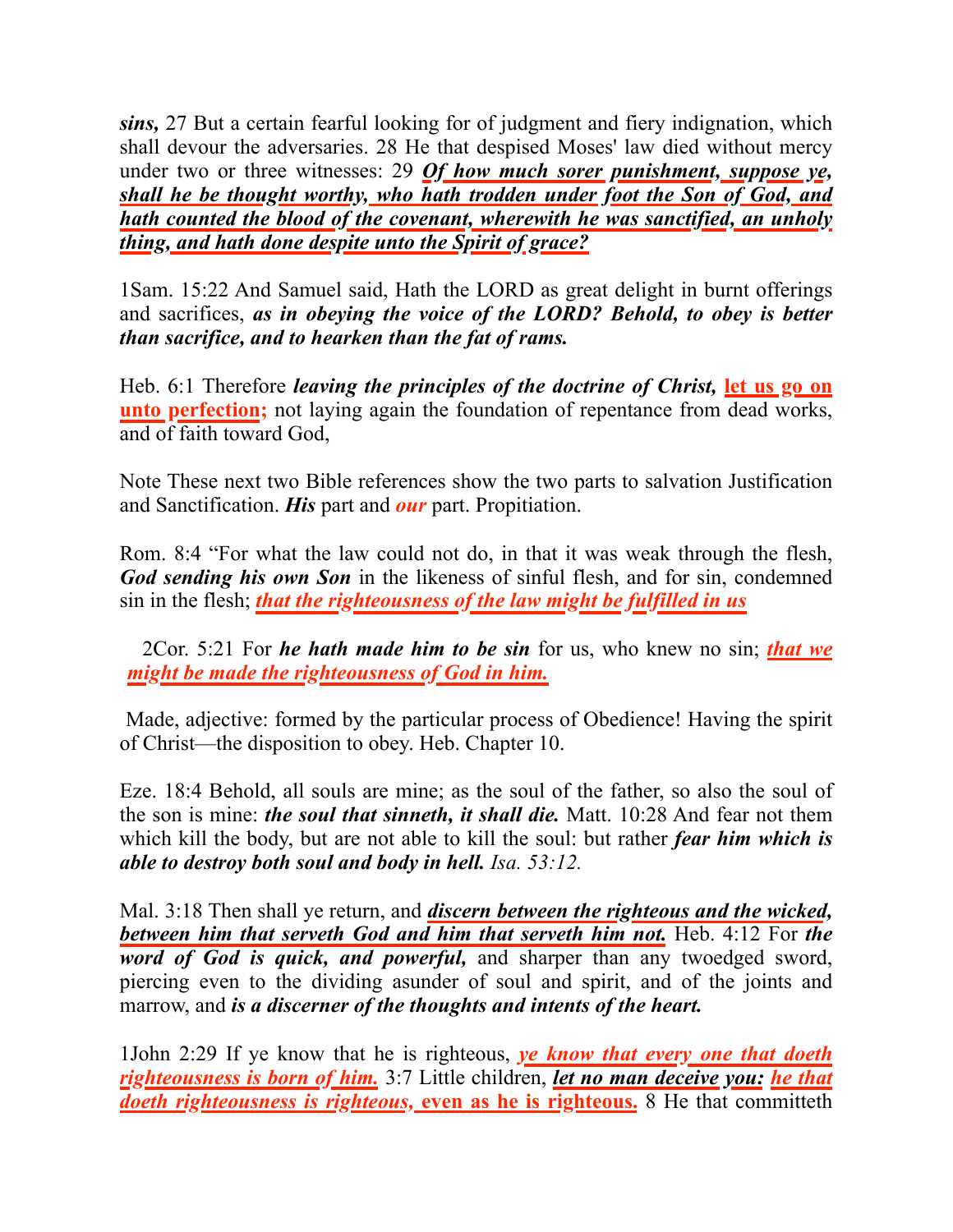***sins,*** 27 But a certain fearful looking for of judgment and fiery indignation, which shall devour the adversaries. 28 He that despised Moses' law died without mercy under two or three witnesses: 29 ***Of how much sorer punishment, suppose ye, shall he be thought worthy, who hath trodden under foot the Son of God, and hath counted the blood of the covenant, wherewith he was sanctified, an unholy thing, and hath done despite unto the Spirit of grace?***

1Sam. 15:22 And Samuel said, Hath the LORD as great delight in burnt offerings and sacrifices, ***as in obeying the voice of the LORD? Behold, to obey is better than sacrifice, and to hearken than the fat of rams.***

Heb. 6:1 Therefore ***leaving the principles of the doctrine of Christ,*** **let us go on unto perfection;** not laying again the foundation of repentance from dead works, and of faith toward God,

Note These next two Bible references show the two parts to salvation Justification and Sanctification. ***His*** part and ***our*** part. Propitiation.

Rom. 8:4 “For what the law could not do, in that it was weak through the flesh, ***God sending his own Son*** in the likeness of sinful flesh, and for sin, condemned sin in the flesh; ***that the righteousness of the law might be fulfilled in us***

2Cor. 5:21 For ***he hath made him to be sin*** for us, who knew no sin; ***that we might be made the righteousness of God in him.***

Made, adjective: formed by the particular process of Obedience! Having the spirit of Christ—the disposition to obey. Heb. Chapter 10.

Eze. 18:4 Behold, all souls are mine; as the soul of the father, so also the soul of the son is mine: ***the soul that sinneth, it shall die.*** Matt. 10:28 And fear not them which kill the body, but are not able to kill the soul: but rather ***fear him which is able to destroy both soul and body in hell.*** *Isa. 53:12.*

Mal. 3:18 Then shall ye return, and ***discern between the righteous and the wicked, between him that serveth God and him that serveth him not.*** Heb. 4:12 For ***the word of God is quick, and powerful,*** and sharper than any twoedged sword, piercing even to the dividing asunder of soul and spirit, and of the joints and marrow, and ***is a discerner of the thoughts and intents of the heart.***

1John 2:29 If ye know that he is righteous, ***ye know that every one that doeth righteousness is born of him.*** 3:7 Little children, ***let no man deceive you: he that doeth righteousness is righteous, even as he is righteous.*** 8 He that committeth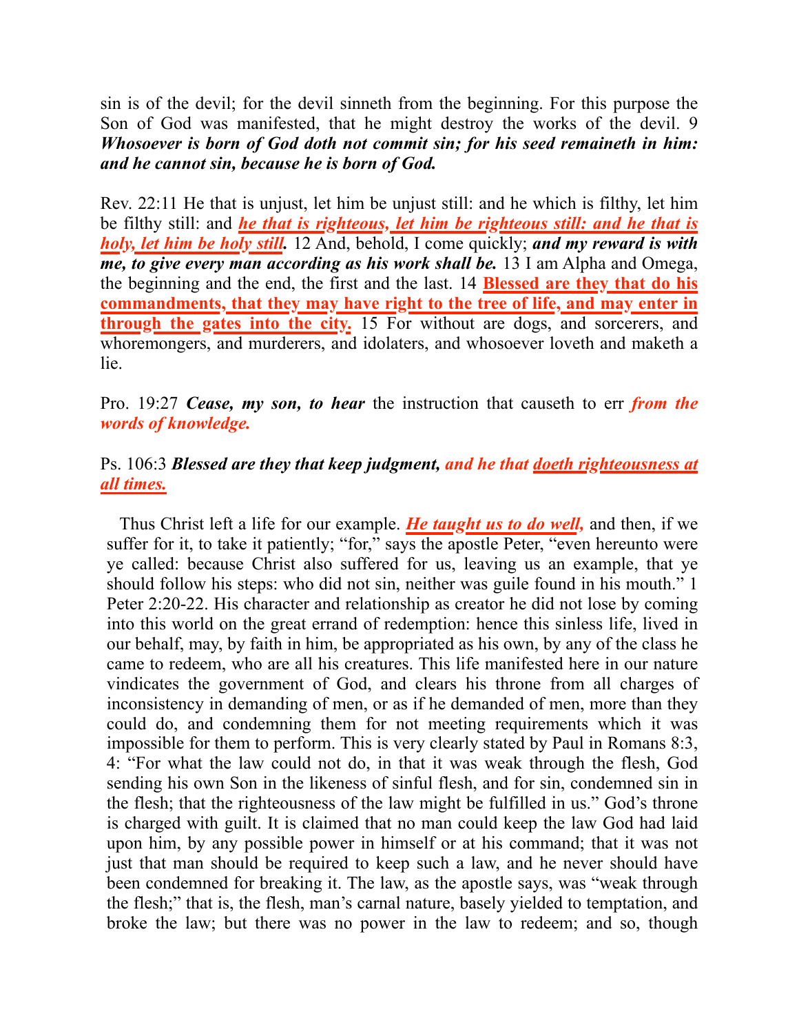sin is of the devil; for the devil sinneth from the beginning. For this purpose the Son of God was manifested, that he might destroy the works of the devil. 9 ***Whosoever is born of God doth not commit sin; for his seed remaineth in him: and he cannot sin, because he is born of God.***

Rev. 22:11 He that is unjust, let him be unjust still: and he which is filthy, let him be filthy still: and ***he that is righteous, let him be righteous still: and he that is holy, let him be holy still.*** 12 And, behold, I come quickly; ***and my reward is with me, to give every man according as his work shall be.*** 13 I am Alpha and Omega, the beginning and the end, the first and the last. 14 **Blessed are they that do his commandments, that they may have right to the tree of life, and may enter in through the gates into the city.** 15 For without are dogs, and sorcerers, and whoremongers, and murderers, and idolaters, and whosoever loveth and maketh a lie.

Pro. 19:27 ***Cease, my son, to hear*** the instruction that causeth to err ***from the words of knowledge.***

Ps. 106:3 ***Blessed are they that keep judgment, and he that doeth righteousness at all times.***

Thus Christ left a life for our example. ***He taught us to do well,*** and then, if we suffer for it, to take it patiently; "for," says the apostle Peter, "even hereunto were ye called: because Christ also suffered for us, leaving us an example, that ye should follow his steps: who did not sin, neither was guile found in his mouth." 1 Peter 2:20-22. His character and relationship as creator he did not lose by coming into this world on the great errand of redemption: hence this sinless life, lived in our behalf, may, by faith in him, be appropriated as his own, by any of the class he came to redeem, who are all his creatures. This life manifested here in our nature vindicates the government of God, and clears his throne from all charges of inconsistency in demanding of men, or as if he demanded of men, more than they could do, and condemning them for not meeting requirements which it was impossible for them to perform. This is very clearly stated by Paul in Romans 8:3, 4: "For what the law could not do, in that it was weak through the flesh, God sending his own Son in the likeness of sinful flesh, and for sin, condemned sin in the flesh; that the righteousness of the law might be fulfilled in us." God's throne is charged with guilt. It is claimed that no man could keep the law God had laid upon him, by any possible power in himself or at his command; that it was not just that man should be required to keep such a law, and he never should have been condemned for breaking it. The law, as the apostle says, was "weak through the flesh;" that is, the flesh, man's carnal nature, basely yielded to temptation, and broke the law; but there was no power in the law to redeem; and so, though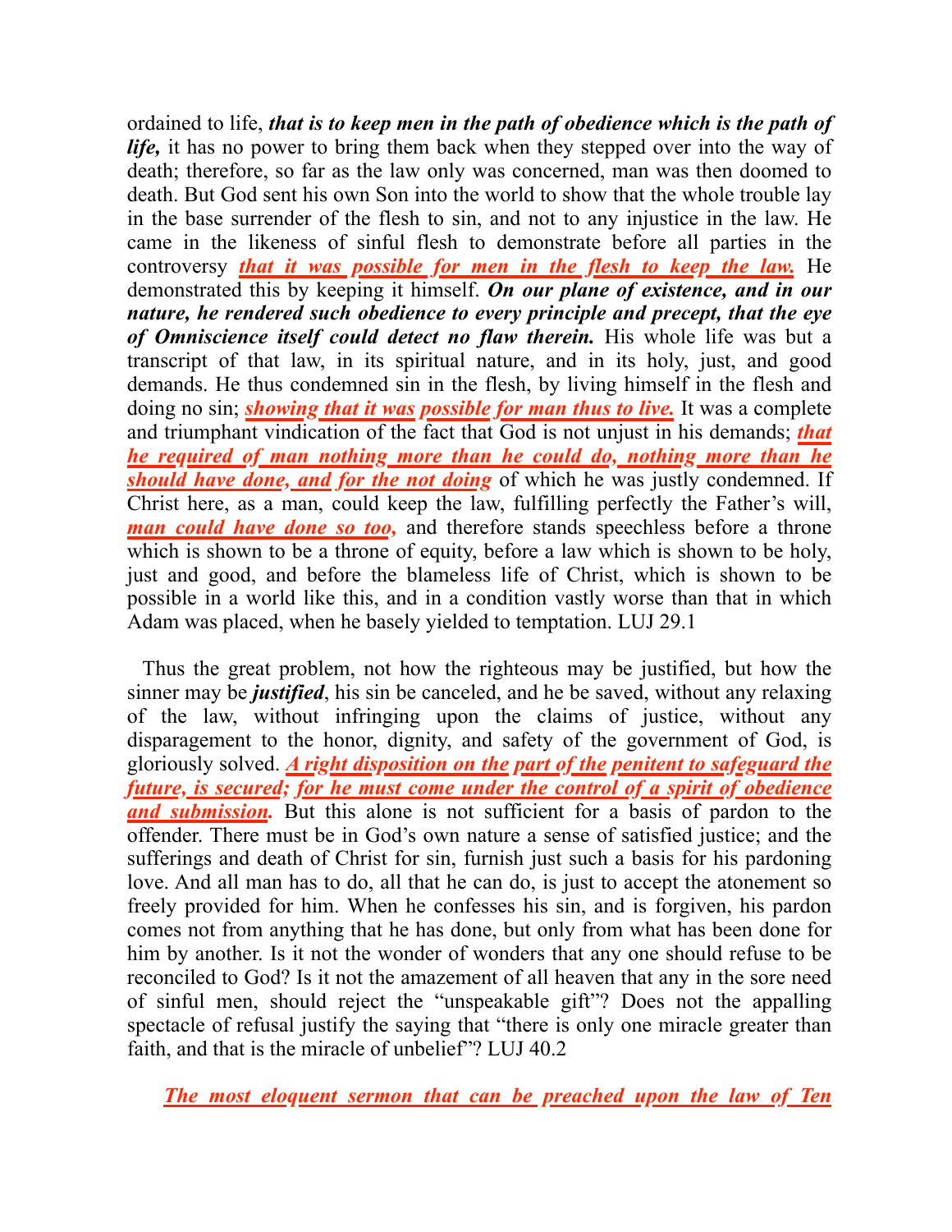ordained to life, ***that is to keep men in the path of obedience which is the path of life,*** it has no power to bring them back when they stepped over into the way of death; therefore, so far as the law only was concerned, man was then doomed to death. But God sent his own Son into the world to show that the whole trouble lay in the base surrender of the flesh to sin, and not to any injustice in the law. He came in the likeness of sinful flesh to demonstrate before all parties in the controversy ***that it was possible for men in the flesh to keep the law.*** He demonstrated this by keeping it himself. ***On our plane of existence, and in our nature, he rendered such obedience to every principle and precept, that the eye of Omniscience itself could detect no flaw therein.*** His whole life was but a transcript of that law, in its spiritual nature, and in its holy, just, and good demands. He thus condemned sin in the flesh, by living himself in the flesh and doing no sin; ***showing that it was possible for man thus to live.*** It was a complete and triumphant vindication of the fact that God is not unjust in his demands; ***that he required of man nothing more than he could do, nothing more than he should have done, and for the not doing*** of which he was justly condemned. If Christ here, as a man, could keep the law, fulfilling perfectly the Father's will, ***man could have done so too,*** and therefore stands speechless before a throne which is shown to be a throne of equity, before a law which is shown to be holy, just and good, and before the blameless life of Christ, which is shown to be possible in a world like this, and in a condition vastly worse than that in which Adam was placed, when he basely yielded to temptation. LUJ 29.1

Thus the great problem, not how the righteous may be justified, but how the sinner may be ***justified***, his sin be canceled, and he be saved, without any relaxing of the law, without infringing upon the claims of justice, without any disparagement to the honor, dignity, and safety of the government of God, is gloriously solved. ***A right disposition on the part of the penitent to safeguard the future, is secured; for he must come under the control of a spirit of obedience and submission.*** But this alone is not sufficient for a basis of pardon to the offender. There must be in God's own nature a sense of satisfied justice; and the sufferings and death of Christ for sin, furnish just such a basis for his pardoning love. And all man has to do, all that he can do, is just to accept the atonement so freely provided for him. When he confesses his sin, and is forgiven, his pardon comes not from anything that he has done, but only from what has been done for him by another. Is it not the wonder of wonders that any one should refuse to be reconciled to God? Is it not the amazement of all heaven that any in the sore need of sinful men, should reject the "unspeakable gift"? Does not the appalling spectacle of refusal justify the saying that "there is only one miracle greater than faith, and that is the miracle of unbelief"? LUJ 40.2

***The most eloquent sermon that can be preached upon the law of Ten***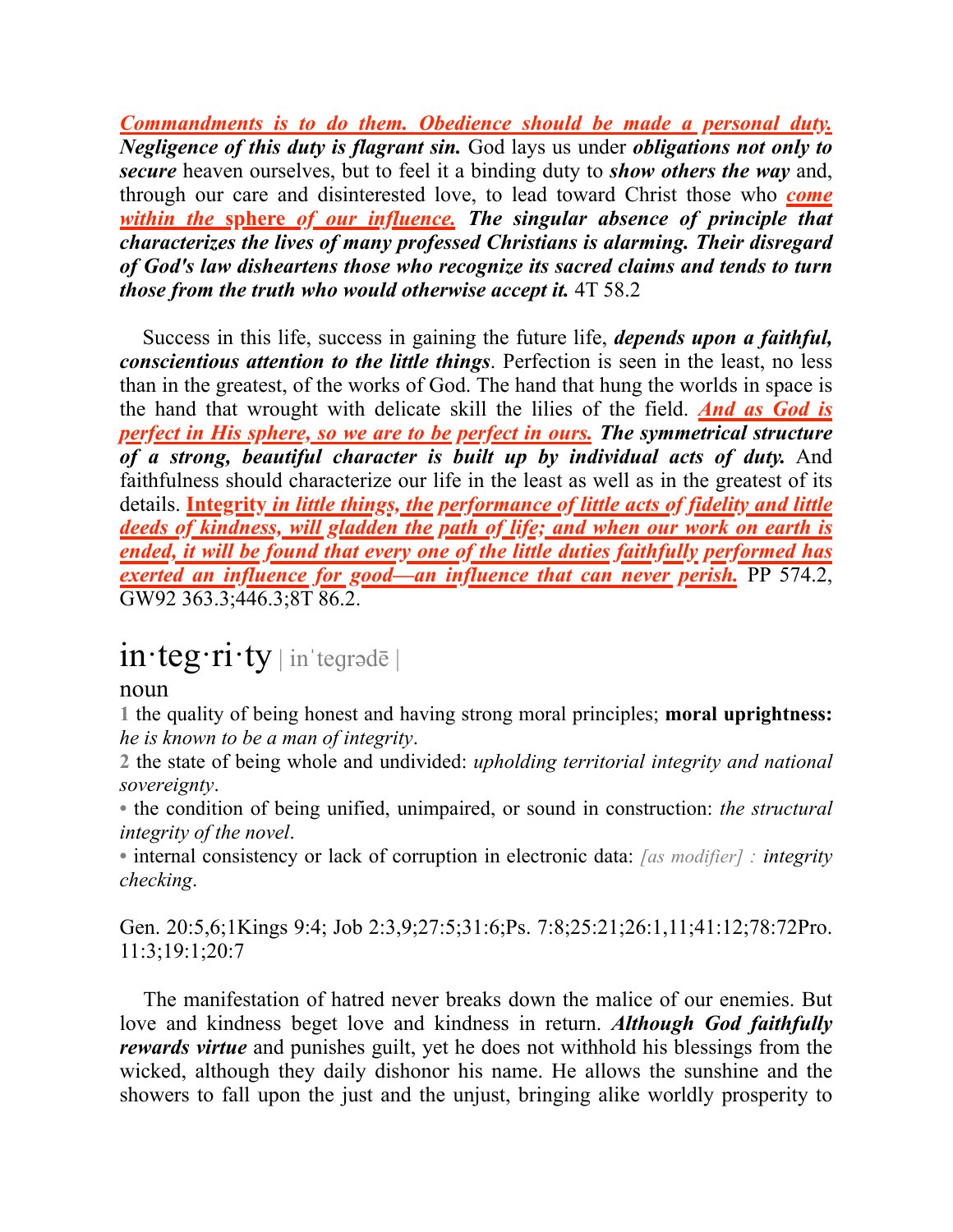***Commandments is to do them. Obedience should be made a personal duty. Negligence of this duty is flagrant sin.*** God lays us under ***obligations not only to secure*** heaven ourselves, but to feel it a binding duty to ***show others the way*** and, through our care and disinterested love, to lead toward Christ those who ***come within the sphere of our influence. The singular absence of principle that characterizes the lives of many professed Christians is alarming. Their disregard of God's law disheartens those who recognize its sacred claims and tends to turn those from the truth who would otherwise accept it.*** 4T 58.2

Success in this life, success in gaining the future life, ***depends upon a faithful, conscientious attention to the little things***. Perfection is seen in the least, no less than in the greatest, of the works of God. The hand that hung the worlds in space is the hand that wrought with delicate skill the lilies of the field. ***And as God is perfect in His sphere, so we are to be perfect in ours. The symmetrical structure of a strong, beautiful character is built up by individual acts of duty.*** And faithfulness should characterize our life in the least as well as in the greatest of its details. **Integrity** ***in little things, the performance of little acts of fidelity and little deeds of kindness, will gladden the path of life; and when our work on earth is ended, it will be found that every one of the little duties faithfully performed has exerted an influence for good—an influence that can never perish.*** PP 574.2, GW92 363.3;446.3;8T 86.2.

# in·teg·ri·ty | inˈteɡrədē |

noun

1 the quality of being honest and having strong moral principles; **moral uprightness:** *he is known to be a man of integrity*.

2 the state of being whole and undivided: *upholding territorial integrity and national sovereignty*.

• the condition of being unified, unimpaired, or sound in construction: *the structural integrity of the novel*.

• internal consistency or lack of corruption in electronic data: *[as modifier] : integrity checking*.

Gen. 20:5,6;1Kings 9:4; Job 2:3,9;27:5;31:6;Ps. 7:8;25:21;26:1,11;41:12;78:72Pro. 11:3;19:1;20:7

The manifestation of hatred never breaks down the malice of our enemies. But love and kindness beget love and kindness in return. ***Although God faithfully rewards virtue*** and punishes guilt, yet he does not withhold his blessings from the wicked, although they daily dishonor his name. He allows the sunshine and the showers to fall upon the just and the unjust, bringing alike worldly prosperity to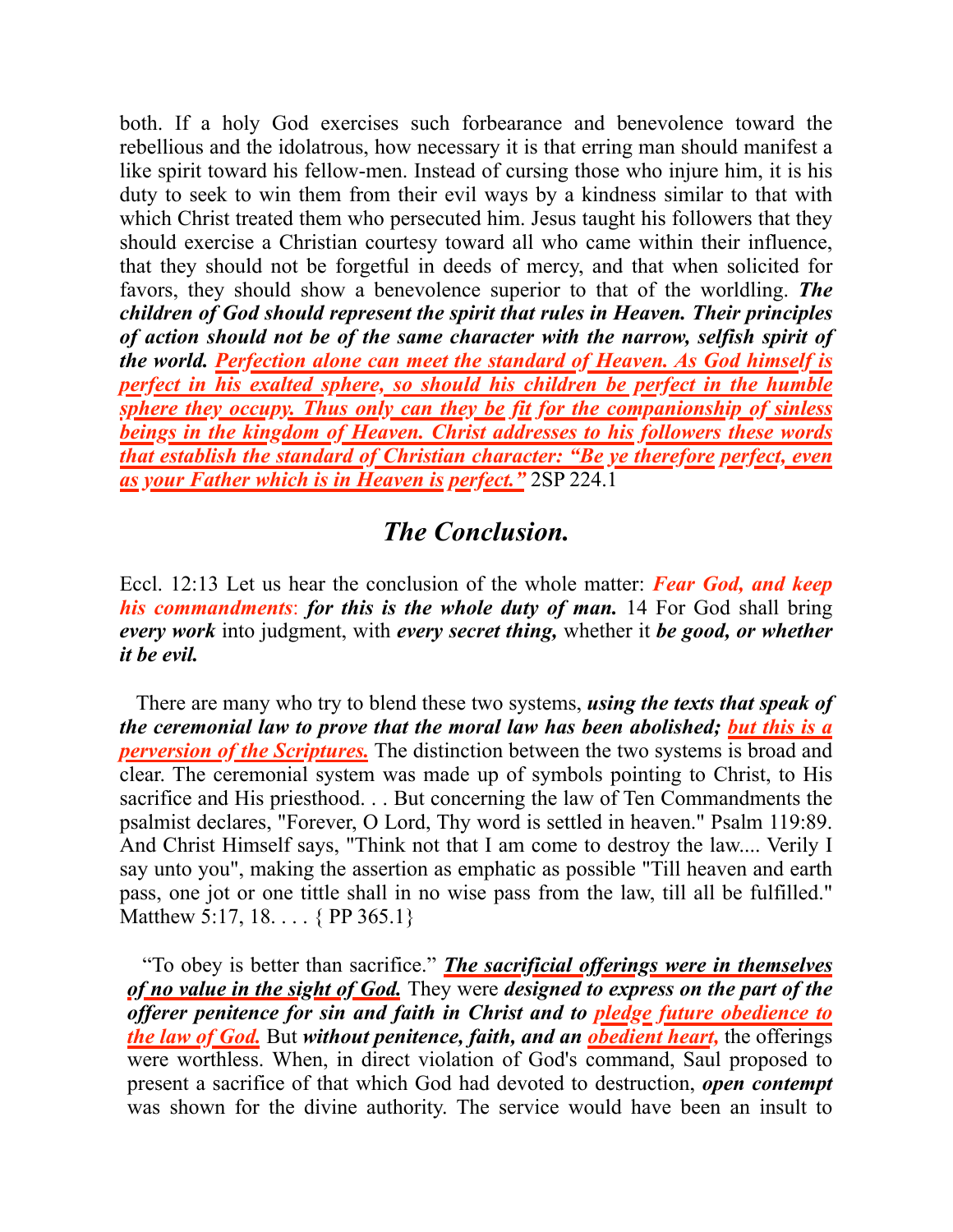both. If a holy God exercises such forbearance and benevolence toward the rebellious and the idolatrous, how necessary it is that erring man should manifest a like spirit toward his fellow-men. Instead of cursing those who injure him, it is his duty to seek to win them from their evil ways by a kindness similar to that with which Christ treated them who persecuted him. Jesus taught his followers that they should exercise a Christian courtesy toward all who came within their influence, that they should not be forgetful in deeds of mercy, and that when solicited for favors, they should show a benevolence superior to that of the worldling. ***The children of God should represent the spirit that rules in Heaven. Their principles of action should not be of the same character with the narrow, selfish spirit of the world. Perfection alone can meet the standard of Heaven. As God himself is perfect in his exalted sphere, so should his children be perfect in the humble sphere they occupy. Thus only can they be fit for the companionship of sinless beings in the kingdom of Heaven. Christ addresses to his followers these words that establish the standard of Christian character: "Be ye therefore perfect, even as your Father which is in Heaven is perfect."*** 2SP 224.1

## *The Conclusion.*

Eccl. 12:13 Let us hear the conclusion of the whole matter: ***Fear God, and keep his commandments***: ***for this is the whole duty of man.*** 14 For God shall bring ***every work*** into judgment, with ***every secret thing,*** whether it ***be good, or whether it be evil.***

There are many who try to blend these two systems, ***using the texts that speak of the ceremonial law to prove that the moral law has been abolished; but this is a perversion of the Scriptures.*** The distinction between the two systems is broad and clear. The ceremonial system was made up of symbols pointing to Christ, to His sacrifice and His priesthood. . . But concerning the law of Ten Commandments the psalmist declares, "Forever, O Lord, Thy word is settled in heaven." Psalm 119:89. And Christ Himself says, "Think not that I am come to destroy the law.... Verily I say unto you", making the assertion as emphatic as possible "Till heaven and earth pass, one jot or one tittle shall in no wise pass from the law, till all be fulfilled." Matthew 5:17, 18. . . . { PP 365.1}

"To obey is better than sacrifice." ***The sacrificial offerings were in themselves of no value in the sight of God.*** They were ***designed to express on the part of the offerer penitence for sin and faith in Christ and to pledge future obedience to the law of God.*** But ***without penitence, faith, and an obedient heart,*** the offerings were worthless. When, in direct violation of God's command, Saul proposed to present a sacrifice of that which God had devoted to destruction, ***open contempt*** was shown for the divine authority. The service would have been an insult to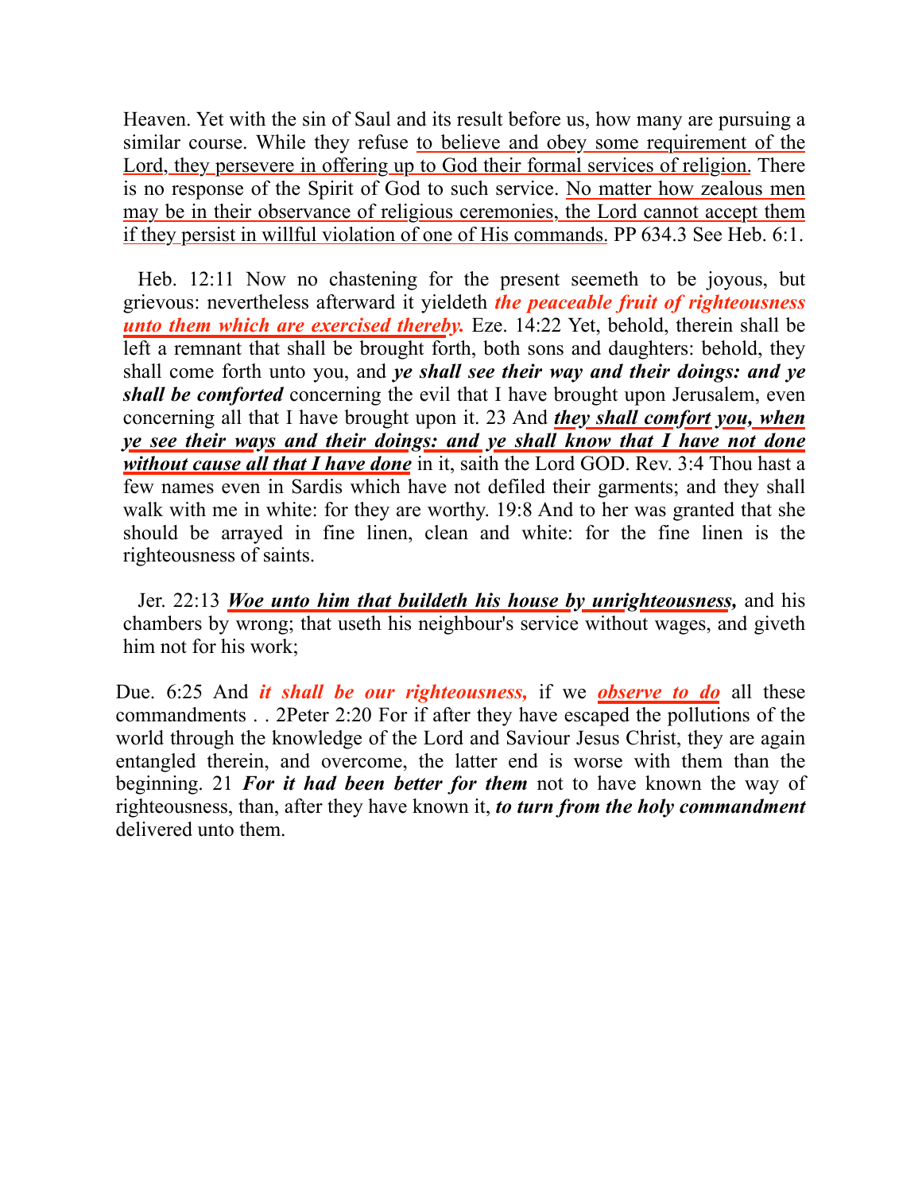Heaven. Yet with the sin of Saul and its result before us, how many are pursuing a similar course. While they refuse to believe and obey some requirement of the Lord, they persevere in offering up to God their formal services of religion. There is no response of the Spirit of God to such service. No matter how zealous men may be in their observance of religious ceremonies, the Lord cannot accept them if they persist in willful violation of one of His commands. PP 634.3 See Heb. 6:1.

Heb. 12:11 Now no chastening for the present seemeth to be joyous, but grievous: nevertheless afterward it yieldeth ***the peaceable fruit of righteousness unto them which are exercised thereby.*** Eze. 14:22 Yet, behold, therein shall be left a remnant that shall be brought forth, both sons and daughters: behold, they shall come forth unto you, and ***ye shall see their way and their doings: and ye shall be comforted*** concerning the evil that I have brought upon Jerusalem, even concerning all that I have brought upon it. 23 And ***they shall comfort you, when ye see their ways and their doings: and ye shall know that I have not done without cause all that I have done*** in it, saith the Lord GOD. Rev. 3:4 Thou hast a few names even in Sardis which have not defiled their garments; and they shall walk with me in white: for they are worthy. 19:8 And to her was granted that she should be arrayed in fine linen, clean and white: for the fine linen is the righteousness of saints.

Jer. 22:13 ***Woe unto him that buildeth his house by unrighteousness,*** and his chambers by wrong; that useth his neighbour's service without wages, and giveth him not for his work;

Due. 6:25 And ***it shall be our righteousness,*** if we ***observe to do*** all these commandments . . 2Peter 2:20 For if after they have escaped the pollutions of the world through the knowledge of the Lord and Saviour Jesus Christ, they are again entangled therein, and overcome, the latter end is worse with them than the beginning. 21 ***For it had been better for them*** not to have known the way of righteousness, than, after they have known it, ***to turn from the holy commandment*** delivered unto them.